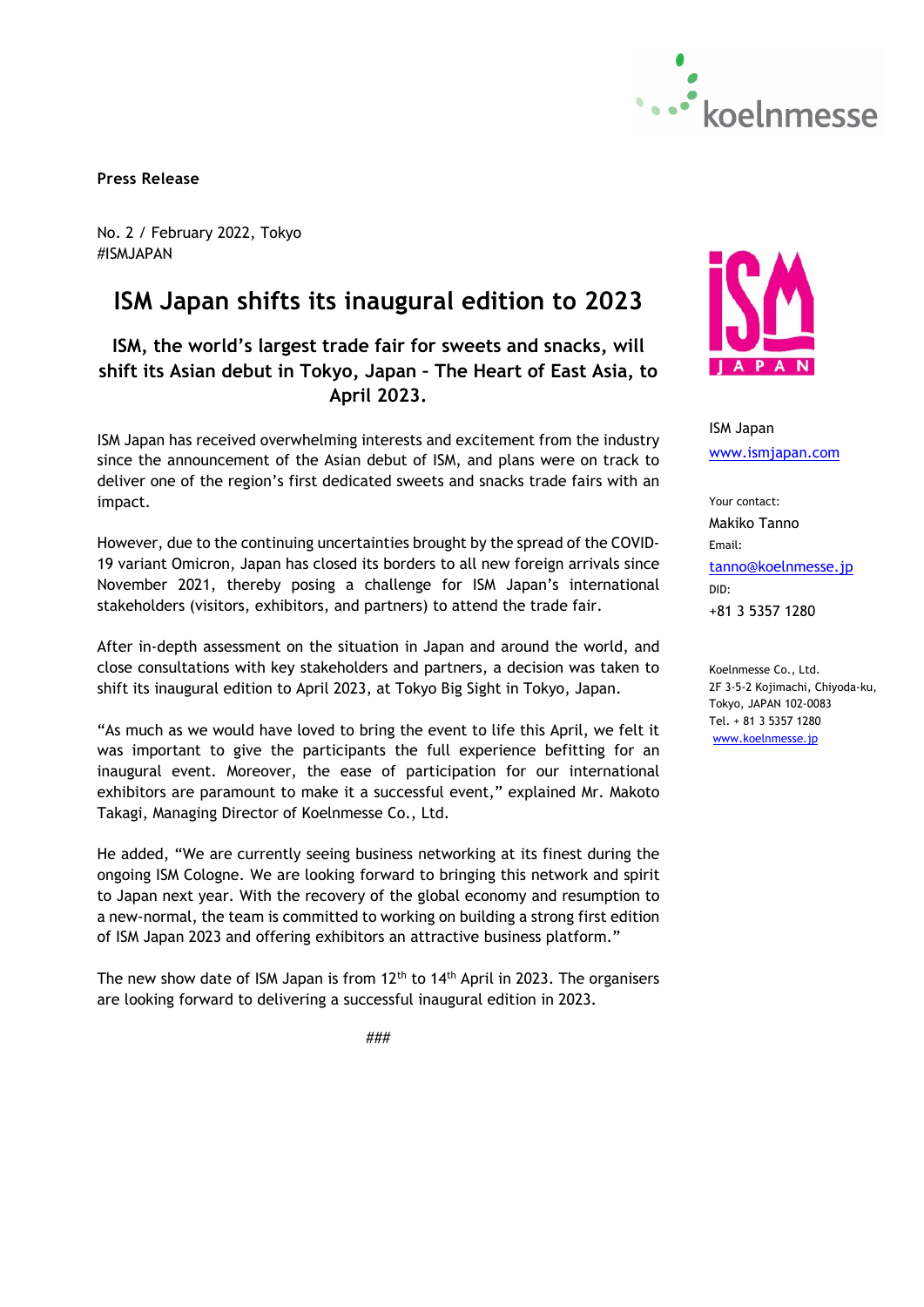**Press Release**

No. 2 / February 2022, Tokyo
#ISMJAPAN

# ISM Japan shifts its inaugural edition to 2023

## ISM, the world's largest trade fair for sweets and snacks, will shift its Asian debut in Tokyo, Japan – The Heart of East Asia, to April 2023.

ISM Japan has received overwhelming interests and excitement from the industry since the announcement of the Asian debut of ISM, and plans were on track to deliver one of the region's first dedicated sweets and snacks trade fairs with an impact.

However, due to the continuing uncertainties brought by the spread of the COVID-19 variant Omicron, Japan has closed its borders to all new foreign arrivals since November 2021, thereby posing a challenge for ISM Japan's international stakeholders (visitors, exhibitors, and partners) to attend the trade fair.

After in-depth assessment on the situation in Japan and around the world, and close consultations with key stakeholders and partners, a decision was taken to shift its inaugural edition to April 2023, at Tokyo Big Sight in Tokyo, Japan.

"As much as we would have loved to bring the event to life this April, we felt it was important to give the participants the full experience befitting for an inaugural event. Moreover, the ease of participation for our international exhibitors are paramount to make it a successful event," explained Mr. Makoto Takagi, Managing Director of Koelnmesse Co., Ltd.

He added, "We are currently seeing business networking at its finest during the ongoing ISM Cologne. We are looking forward to bringing this network and spirit to Japan next year. With the recovery of the global economy and resumption to a new-normal, the team is committed to working on building a strong first edition of ISM Japan 2023 and offering exhibitors an attractive business platform."

The new show date of ISM Japan is from 12th to 14th April in 2023. The organisers are looking forward to delivering a successful inaugural edition in 2023.

###

ISM Japan
www.ismjapan.com

Your contact:
Makiko Tanno
Email:
tanno@koelnmesse.jp
DID:
+81 3 5357 1280

Koelnmesse Co., Ltd.
2F 3-5-2 Kojimachi, Chiyoda-ku,
Tokyo, JAPAN 102-0083
Tel. + 81 3 5357 1280
www.koelnmesse.jp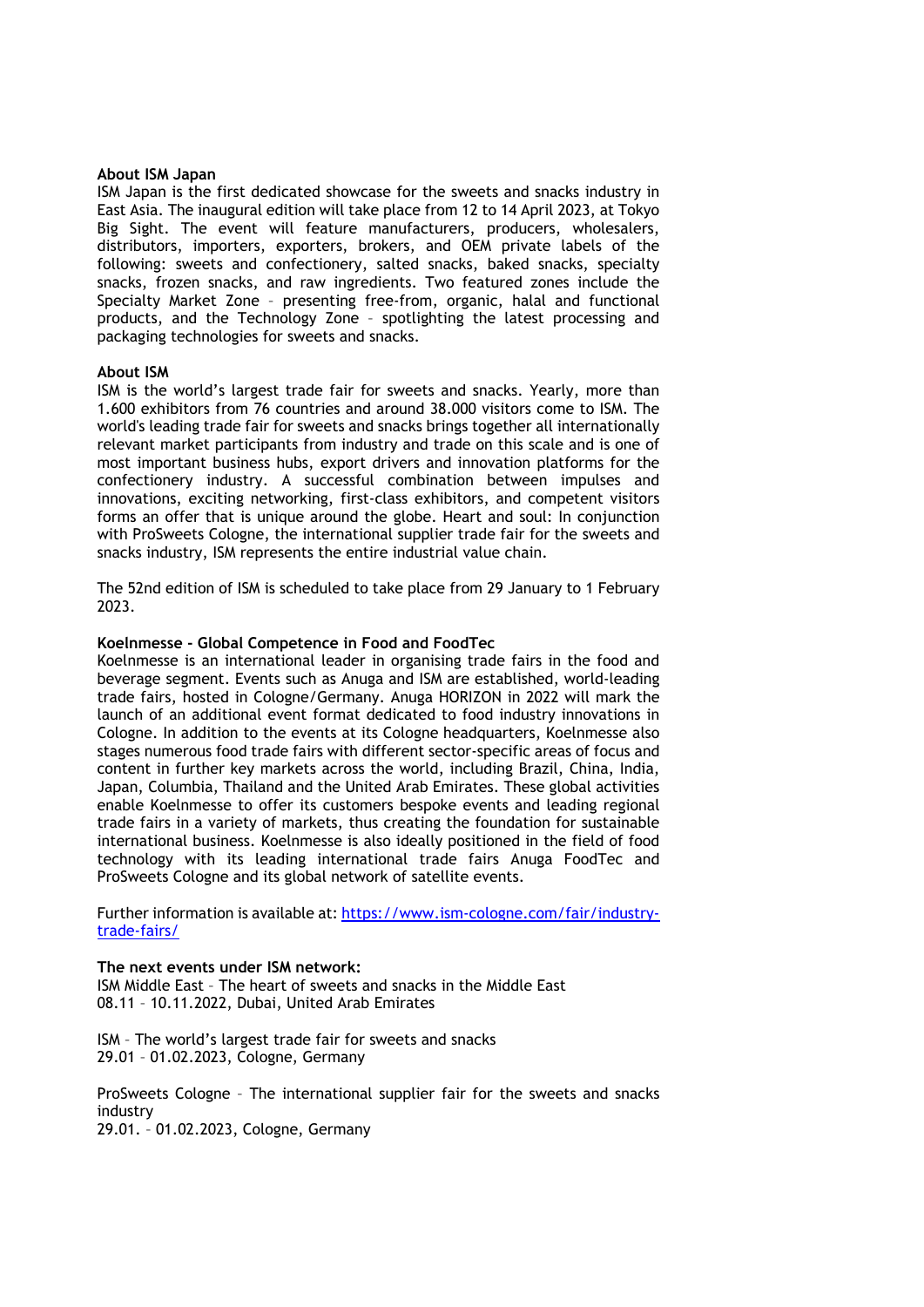**About ISM Japan**

ISM Japan is the first dedicated showcase for the sweets and snacks industry in East Asia. The inaugural edition will take place from 12 to 14 April 2023, at Tokyo Big Sight. The event will feature manufacturers, producers, wholesalers, distributors, importers, exporters, brokers, and OEM private labels of the following: sweets and confectionery, salted snacks, baked snacks, specialty snacks, frozen snacks, and raw ingredients. Two featured zones include the Specialty Market Zone – presenting free-from, organic, halal and functional products, and the Technology Zone – spotlighting the latest processing and packaging technologies for sweets and snacks.

**About ISM**

ISM is the world's largest trade fair for sweets and snacks. Yearly, more than 1.600 exhibitors from 76 countries and around 38.000 visitors come to ISM. The world's leading trade fair for sweets and snacks brings together all internationally relevant market participants from industry and trade on this scale and is one of most important business hubs, export drivers and innovation platforms for the confectionery industry. A successful combination between impulses and innovations, exciting networking, first-class exhibitors, and competent visitors forms an offer that is unique around the globe. Heart and soul: In conjunction with ProSweets Cologne, the international supplier trade fair for the sweets and snacks industry, ISM represents the entire industrial value chain.

The 52nd edition of ISM is scheduled to take place from 29 January to 1 February 2023.

**Koelnmesse - Global Competence in Food and FoodTec**

Koelnmesse is an international leader in organising trade fairs in the food and beverage segment. Events such as Anuga and ISM are established, world-leading trade fairs, hosted in Cologne/Germany. Anuga HORIZON in 2022 will mark the launch of an additional event format dedicated to food industry innovations in Cologne. In addition to the events at its Cologne headquarters, Koelnmesse also stages numerous food trade fairs with different sector-specific areas of focus and content in further key markets across the world, including Brazil, China, India, Japan, Columbia, Thailand and the United Arab Emirates. These global activities enable Koelnmesse to offer its customers bespoke events and leading regional trade fairs in a variety of markets, thus creating the foundation for sustainable international business. Koelnmesse is also ideally positioned in the field of food technology with its leading international trade fairs Anuga FoodTec and ProSweets Cologne and its global network of satellite events.

Further information is available at: [https://www.ism-cologne.com/fair/industry-trade-fairs/](https://www.ism-cologne.com/fair/industry-trade-fairs/)

**The next events under ISM network:**

ISM Middle East – The heart of sweets and snacks in the Middle East
08.11 – 10.11.2022, Dubai, United Arab Emirates

ISM – The world's largest trade fair for sweets and snacks
29.01 – 01.02.2023, Cologne, Germany

ProSweets Cologne – The international supplier fair for the sweets and snacks industry
29.01. – 01.02.2023, Cologne, Germany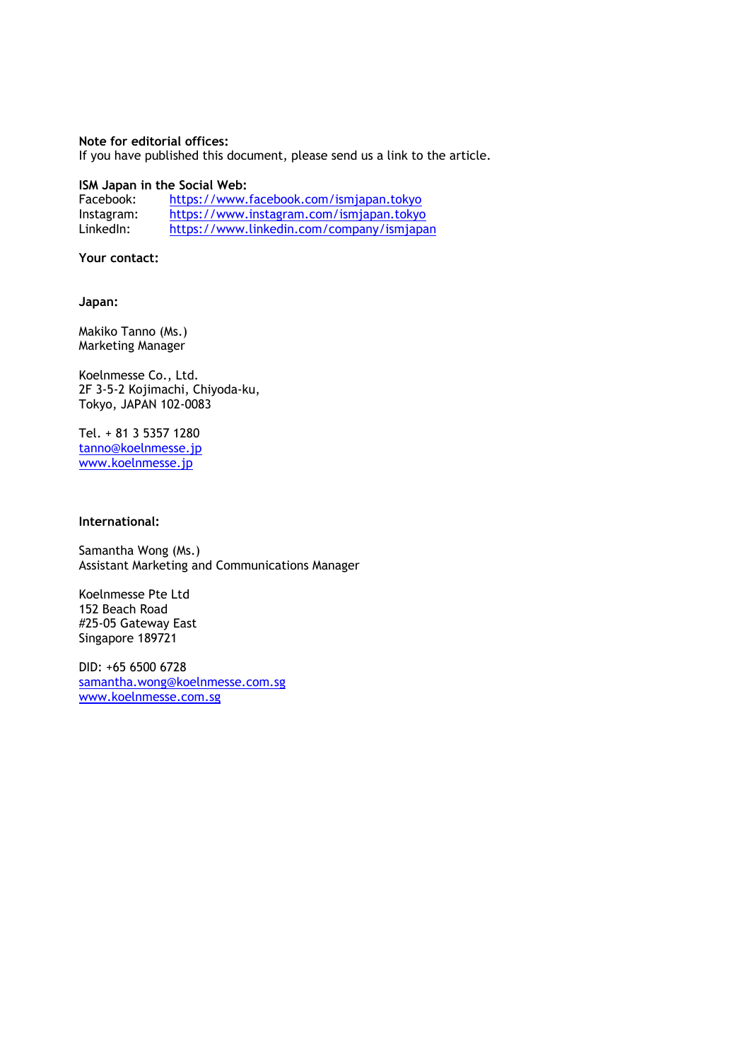**Note for editorial offices:**
If you have published this document, please send us a link to the article.

**ISM Japan in the Social Web:**
Facebook: https://www.facebook.com/ismjapan.tokyo
Instagram: https://www.instagram.com/ismjapan.tokyo
LinkedIn: https://www.linkedin.com/company/ismjapan

**Your contact:**

**Japan:**

Makiko Tanno (Ms.)
Marketing Manager

Koelnmesse Co., Ltd.
2F 3-5-2 Kojimachi, Chiyoda-ku,
Tokyo, JAPAN 102-0083

Tel. + 81 3 5357 1280
tanno@koelnmesse.jp
www.koelnmesse.jp

**International:**

Samantha Wong (Ms.)
Assistant Marketing and Communications Manager

Koelnmesse Pte Ltd
152 Beach Road
#25-05 Gateway East
Singapore 189721

DID: +65 6500 6728
samantha.wong@koelnmesse.com.sg
www.koelnmesse.com.sg